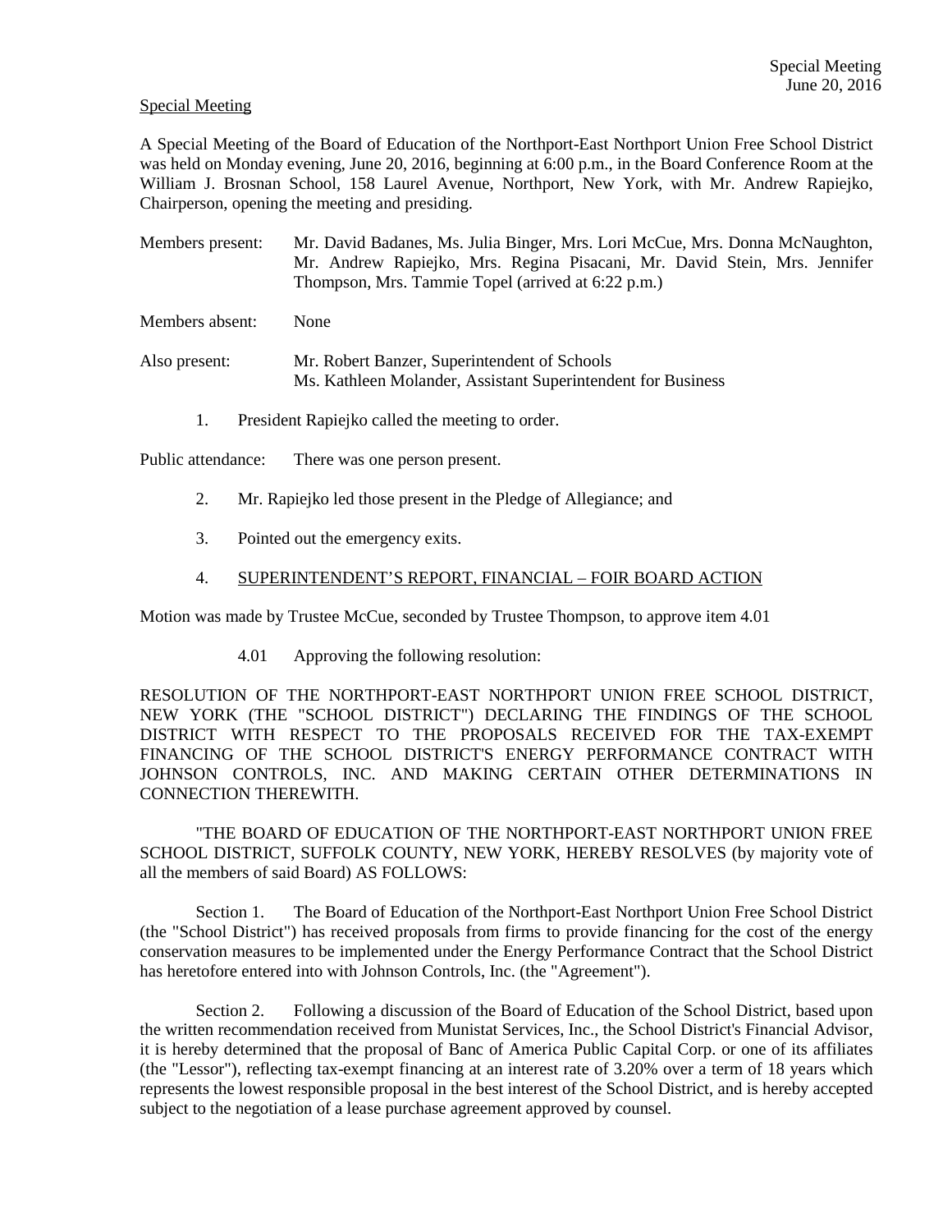Special Meeting

A Special Meeting of the Board of Education of the Northport-East Northport Union Free School District was held on Monday evening, June 20, 2016, beginning at 6:00 p.m., in the Board Conference Room at the William J. Brosnan School, 158 Laurel Avenue, Northport, New York, with Mr. Andrew Rapiejko, Chairperson, opening the meeting and presiding.

Members present: Mr. David Badanes, Ms. Julia Binger, Mrs. Lori McCue, Mrs. Donna McNaughton, Mr. Andrew Rapiejko, Mrs. Regina Pisacani, Mr. David Stein, Mrs. Jennifer Thompson, Mrs. Tammie Topel (arrived at 6:22 p.m.)

Members absent: None

Also present: Mr. Robert Banzer, Superintendent of Schools
Ms. Kathleen Molander, Assistant Superintendent for Business

1. President Rapiejko called the meeting to order.

Public attendance: There was one person present.

2. Mr. Rapiejko led those present in the Pledge of Allegiance; and

3. Pointed out the emergency exits.

4. SUPERINTENDENT'S REPORT, FINANCIAL – FOIR BOARD ACTION

Motion was made by Trustee McCue, seconded by Trustee Thompson, to approve item 4.01

4.01 Approving the following resolution:

RESOLUTION OF THE NORTHPORT-EAST NORTHPORT UNION FREE SCHOOL DISTRICT, NEW YORK (THE "SCHOOL DISTRICT") DECLARING THE FINDINGS OF THE SCHOOL DISTRICT WITH RESPECT TO THE PROPOSALS RECEIVED FOR THE TAX-EXEMPT FINANCING OF THE SCHOOL DISTRICT'S ENERGY PERFORMANCE CONTRACT WITH JOHNSON CONTROLS, INC. AND MAKING CERTAIN OTHER DETERMINATIONS IN CONNECTION THEREWITH.

"THE BOARD OF EDUCATION OF THE NORTHPORT-EAST NORTHPORT UNION FREE SCHOOL DISTRICT, SUFFOLK COUNTY, NEW YORK, HEREBY RESOLVES (by majority vote of all the members of said Board) AS FOLLOWS:

Section 1. The Board of Education of the Northport-East Northport Union Free School District (the "School District") has received proposals from firms to provide financing for the cost of the energy conservation measures to be implemented under the Energy Performance Contract that the School District has heretofore entered into with Johnson Controls, Inc. (the "Agreement").

Section 2. Following a discussion of the Board of Education of the School District, based upon the written recommendation received from Munistat Services, Inc., the School District's Financial Advisor, it is hereby determined that the proposal of Banc of America Public Capital Corp. or one of its affiliates (the "Lessor"), reflecting tax-exempt financing at an interest rate of 3.20% over a term of 18 years which represents the lowest responsible proposal in the best interest of the School District, and is hereby accepted subject to the negotiation of a lease purchase agreement approved by counsel.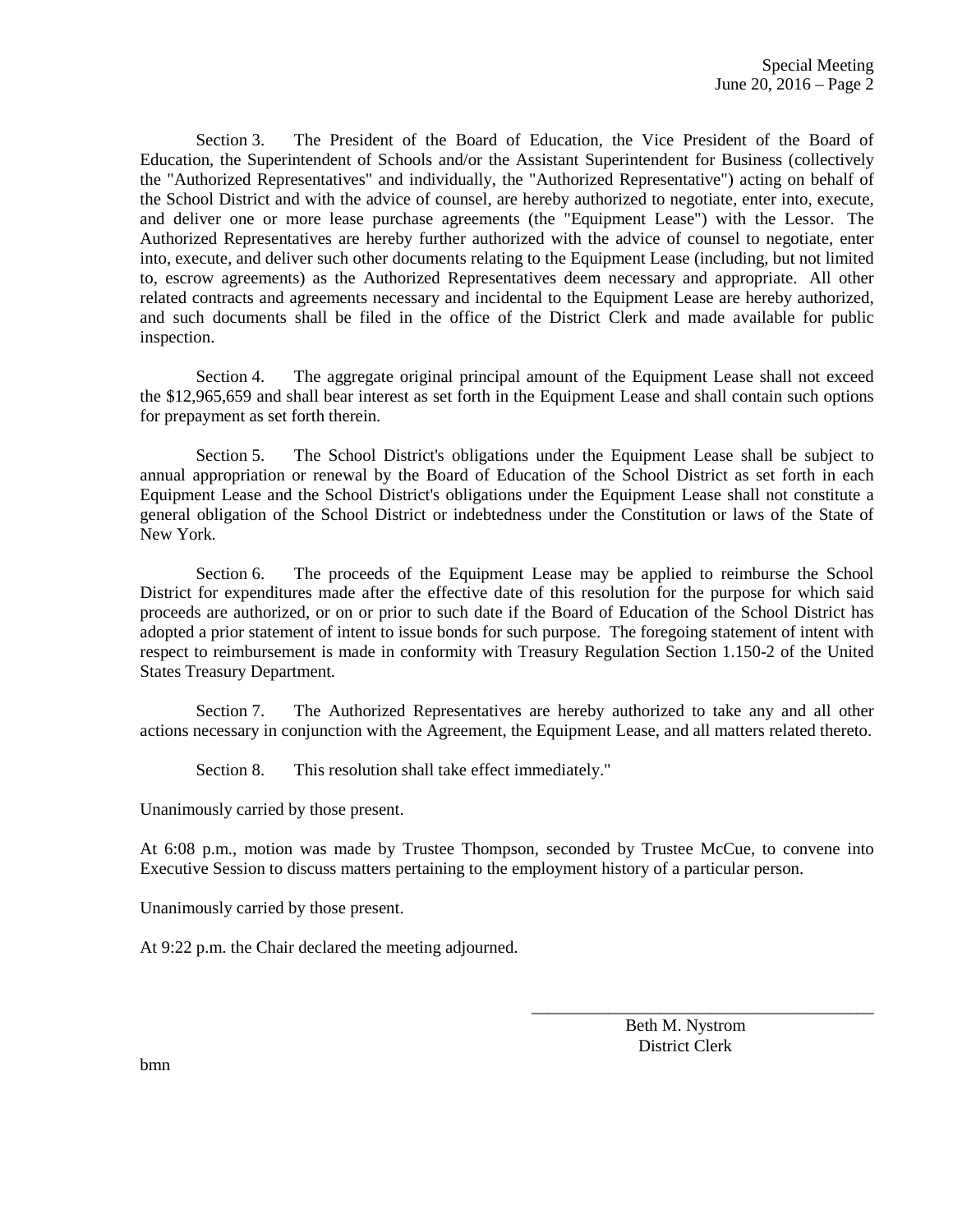Section 3. The President of the Board of Education, the Vice President of the Board of Education, the Superintendent of Schools and/or the Assistant Superintendent for Business (collectively the "Authorized Representatives" and individually, the "Authorized Representative") acting on behalf of the School District and with the advice of counsel, are hereby authorized to negotiate, enter into, execute, and deliver one or more lease purchase agreements (the "Equipment Lease") with the Lessor. The Authorized Representatives are hereby further authorized with the advice of counsel to negotiate, enter into, execute, and deliver such other documents relating to the Equipment Lease (including, but not limited to, escrow agreements) as the Authorized Representatives deem necessary and appropriate. All other related contracts and agreements necessary and incidental to the Equipment Lease are hereby authorized, and such documents shall be filed in the office of the District Clerk and made available for public inspection.

Section 4. The aggregate original principal amount of the Equipment Lease shall not exceed the $12,965,659 and shall bear interest as set forth in the Equipment Lease and shall contain such options for prepayment as set forth therein.

Section 5. The School District's obligations under the Equipment Lease shall be subject to annual appropriation or renewal by the Board of Education of the School District as set forth in each Equipment Lease and the School District's obligations under the Equipment Lease shall not constitute a general obligation of the School District or indebtedness under the Constitution or laws of the State of New York.

Section 6. The proceeds of the Equipment Lease may be applied to reimburse the School District for expenditures made after the effective date of this resolution for the purpose for which said proceeds are authorized, or on or prior to such date if the Board of Education of the School District has adopted a prior statement of intent to issue bonds for such purpose. The foregoing statement of intent with respect to reimbursement is made in conformity with Treasury Regulation Section 1.150-2 of the United States Treasury Department.

Section 7. The Authorized Representatives are hereby authorized to take any and all other actions necessary in conjunction with the Agreement, the Equipment Lease, and all matters related thereto.

Section 8. This resolution shall take effect immediately."

Unanimously carried by those present.

At 6:08 p.m., motion was made by Trustee Thompson, seconded by Trustee McCue, to convene into Executive Session to discuss matters pertaining to the employment history of a particular person.

Unanimously carried by those present.

At 9:22 p.m. the Chair declared the meeting adjourned.

\_\_\_\_\_\_\_\_\_\_\_\_\_\_\_\_\_\_\_\_\_\_\_\_\_\_\_\_\_\_\_\_\_\_\_\_\_\_\_\_

Beth M. Nystrom
District Clerk

bmn